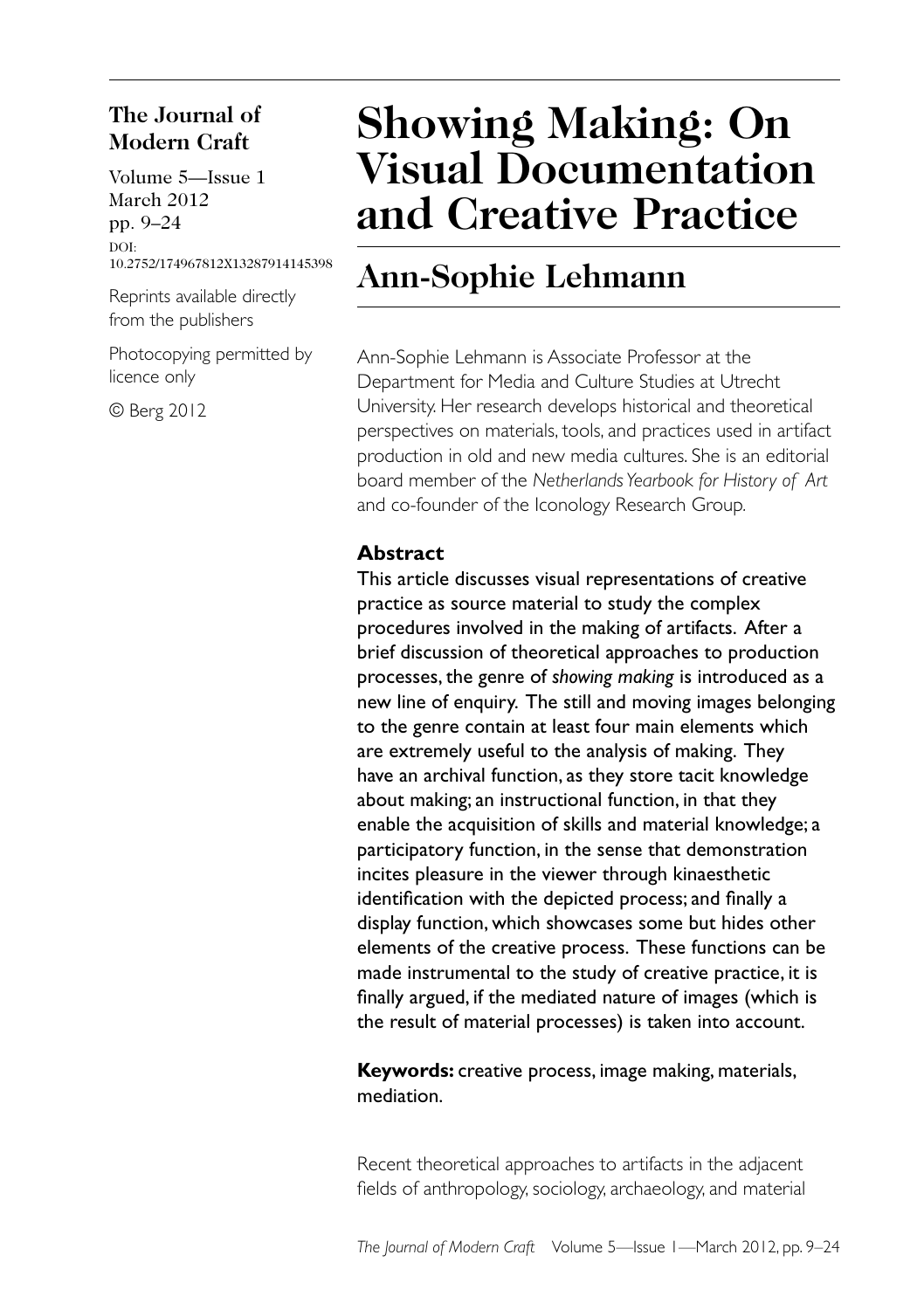**The Journal of Modern Craft**

Volume 5—Issue 1
March 2012
pp. 9–24
DOI: 10.2752/174967812X13287914145398

Reprints available directly from the publishers

Photocopying permitted by licence only

© Berg 2012

# Showing Making: On Visual Documentation and Creative Practice

## Ann-Sophie Lehmann

Ann-Sophie Lehmann is Associate Professor at the Department for Media and Culture Studies at Utrecht University. Her research develops historical and theoretical perspectives on materials, tools, and practices used in artifact production in old and new media cultures. She is an editorial board member of the *Netherlands Yearbook for History of Art* and co-founder of the Iconology Research Group.

### Abstract

This article discusses visual representations of creative practice as source material to study the complex procedures involved in the making of artifacts. After a brief discussion of theoretical approaches to production processes, the genre of *showing making* is introduced as a new line of enquiry. The still and moving images belonging to the genre contain at least four main elements which are extremely useful to the analysis of making. They have an archival function, as they store tacit knowledge about making; an instructional function, in that they enable the acquisition of skills and material knowledge; a participatory function, in the sense that demonstration incites pleasure in the viewer through kinaesthetic identification with the depicted process; and finally a display function, which showcases some but hides other elements of the creative process. These functions can be made instrumental to the study of creative practice, it is finally argued, if the mediated nature of images (which is the result of material processes) is taken into account.

**Keywords:** creative process, image making, materials, mediation.

Recent theoretical approaches to artifacts in the adjacent fields of anthropology, sociology, archaeology, and material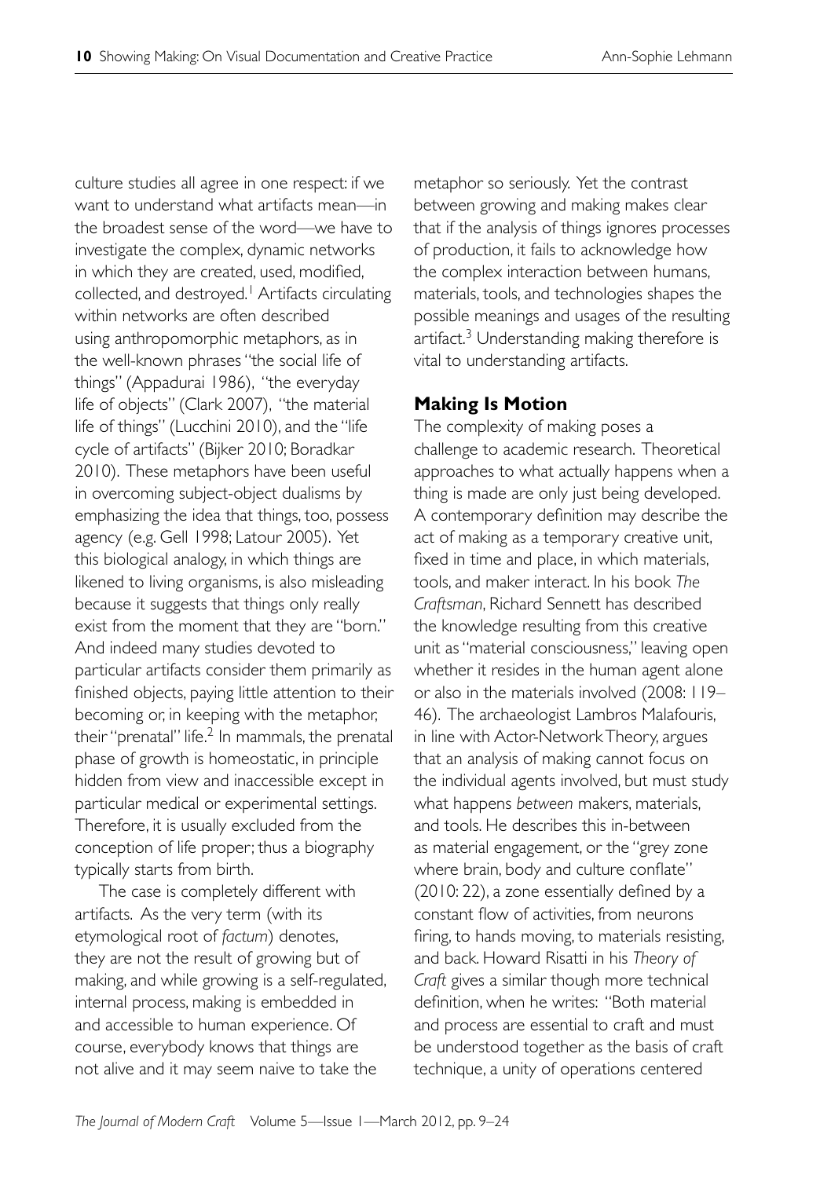culture studies all agree in one respect: if we want to understand what artifacts mean—in the broadest sense of the word—we have to investigate the complex, dynamic networks in which they are created, used, modified, collected, and destroyed.[1] Artifacts circulating within networks are often described using anthropomorphic metaphors, as in the well-known phrases "the social life of things" (Appadurai 1986), "the everyday life of objects" (Clark 2007), "the material life of things" (Lucchini 2010), and the "life cycle of artifacts" (Bijker 2010; Boradkar 2010). These metaphors have been useful in overcoming subject-object dualisms by emphasizing the idea that things, too, possess agency (e.g. Gell 1998; Latour 2005). Yet this biological analogy, in which things are likened to living organisms, is also misleading because it suggests that things only really exist from the moment that they are "born." And indeed many studies devoted to particular artifacts consider them primarily as finished objects, paying little attention to their becoming or, in keeping with the metaphor, their "prenatal" life.[2] In mammals, the prenatal phase of growth is homeostatic, in principle hidden from view and inaccessible except in particular medical or experimental settings. Therefore, it is usually excluded from the conception of life proper; thus a biography typically starts from birth.

The case is completely different with artifacts. As the very term (with its etymological root of *factum*) denotes, they are not the result of growing but of making, and while growing is a self-regulated, internal process, making is embedded in and accessible to human experience. Of course, everybody knows that things are not alive and it may seem naive to take the metaphor so seriously. Yet the contrast between growing and making makes clear that if the analysis of things ignores processes of production, it fails to acknowledge how the complex interaction between humans, materials, tools, and technologies shapes the possible meanings and usages of the resulting artifact.[3] Understanding making therefore is vital to understanding artifacts.

## Making Is Motion

The complexity of making poses a challenge to academic research. Theoretical approaches to what actually happens when a thing is made are only just being developed. A contemporary definition may describe the act of making as a temporary creative unit, fixed in time and place, in which materials, tools, and maker interact. In his book *The Craftsman*, Richard Sennett has described the knowledge resulting from this creative unit as "material consciousness," leaving open whether it resides in the human agent alone or also in the materials involved (2008: 119–46). The archaeologist Lambros Malafouris, in line with Actor-Network Theory, argues that an analysis of making cannot focus on the individual agents involved, but must study what happens *between* makers, materials, and tools. He describes this in-between as material engagement, or the "grey zone where brain, body and culture conflate" (2010: 22), a zone essentially defined by a constant flow of activities, from neurons firing, to hands moving, to materials resisting, and back. Howard Risatti in his *Theory of Craft* gives a similar though more technical definition, when he writes: "Both material and process are essential to craft and must be understood together as the basis of craft technique, a unity of operations centered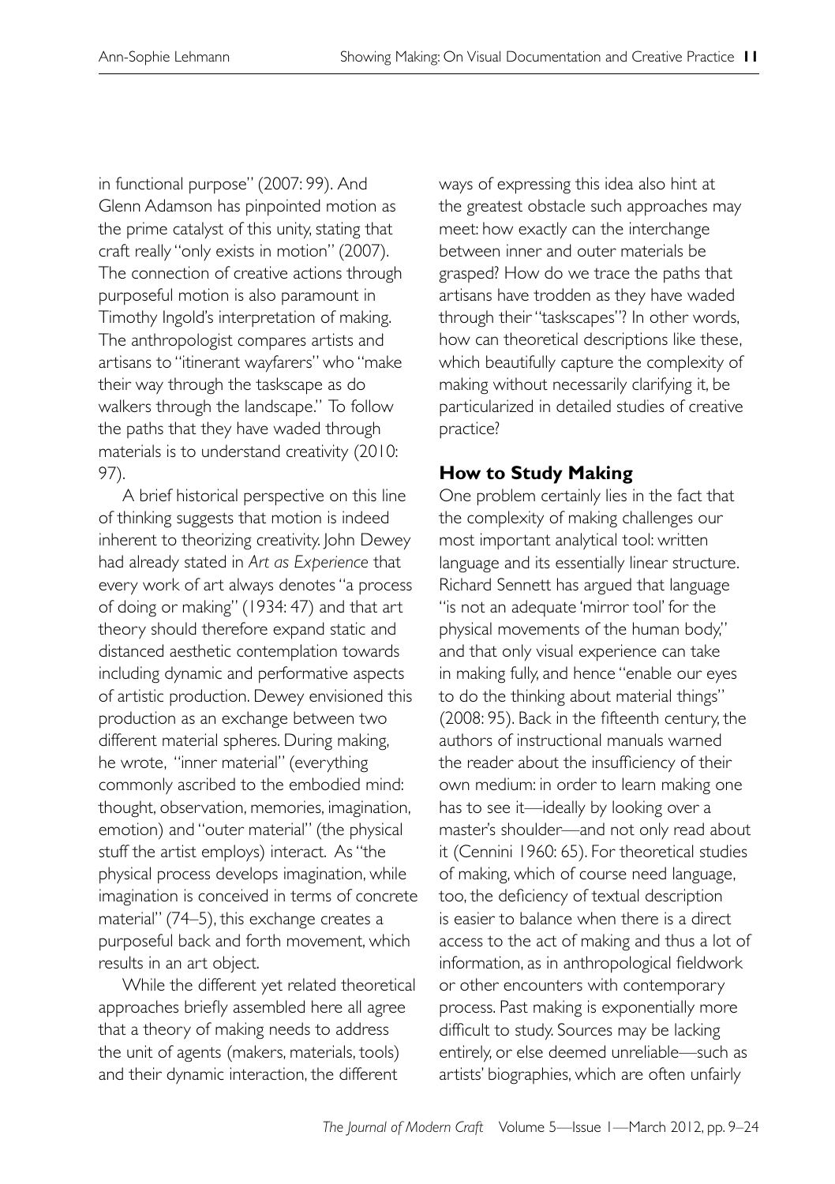in functional purpose" (2007: 99). And Glenn Adamson has pinpointed motion as the prime catalyst of this unity, stating that craft really "only exists in motion" (2007). The connection of creative actions through purposeful motion is also paramount in Timothy Ingold's interpretation of making. The anthropologist compares artists and artisans to "itinerant wayfarers" who "make their way through the taskscape as do walkers through the landscape." To follow the paths that they have waded through materials is to understand creativity (2010: 97).

A brief historical perspective on this line of thinking suggests that motion is indeed inherent to theorizing creativity. John Dewey had already stated in *Art as Experience* that every work of art always denotes "a process of doing or making" (1934: 47) and that art theory should therefore expand static and distanced aesthetic contemplation towards including dynamic and performative aspects of artistic production. Dewey envisioned this production as an exchange between two different material spheres. During making, he wrote, "inner material" (everything commonly ascribed to the embodied mind: thought, observation, memories, imagination, emotion) and "outer material" (the physical stuff the artist employs) interact. As "the physical process develops imagination, while imagination is conceived in terms of concrete material" (74–5), this exchange creates a purposeful back and forth movement, which results in an art object.

While the different yet related theoretical approaches briefly assembled here all agree that a theory of making needs to address the unit of agents (makers, materials, tools) and their dynamic interaction, the different ways of expressing this idea also hint at the greatest obstacle such approaches may meet: how exactly can the interchange between inner and outer materials be grasped? How do we trace the paths that artisans have trodden as they have waded through their "taskscapes"? In other words, how can theoretical descriptions like these, which beautifully capture the complexity of making without necessarily clarifying it, be particularized in detailed studies of creative practice?

## How to Study Making

One problem certainly lies in the fact that the complexity of making challenges our most important analytical tool: written language and its essentially linear structure. Richard Sennett has argued that language "is not an adequate 'mirror tool' for the physical movements of the human body," and that only visual experience can take in making fully, and hence "enable our eyes to do the thinking about material things" (2008: 95). Back in the fifteenth century, the authors of instructional manuals warned the reader about the insufficiency of their own medium: in order to learn making one has to see it—ideally by looking over a master's shoulder—and not only read about it (Cennini 1960: 65). For theoretical studies of making, which of course need language, too, the deficiency of textual description is easier to balance when there is a direct access to the act of making and thus a lot of information, as in anthropological fieldwork or other encounters with contemporary process. Past making is exponentially more difficult to study. Sources may be lacking entirely, or else deemed unreliable—such as artists' biographies, which are often unfairly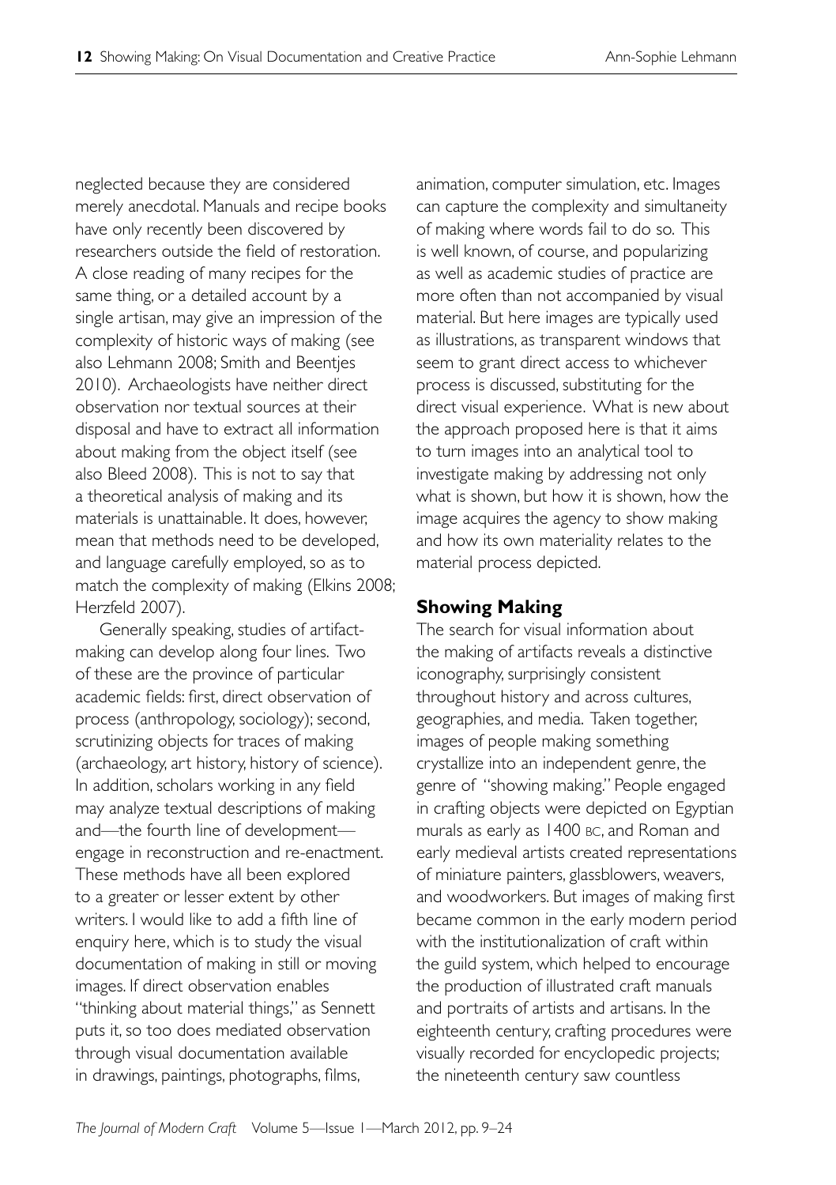neglected because they are considered merely anecdotal. Manuals and recipe books have only recently been discovered by researchers outside the field of restoration. A close reading of many recipes for the same thing, or a detailed account by a single artisan, may give an impression of the complexity of historic ways of making (see also Lehmann 2008; Smith and Beentjes 2010). Archaeologists have neither direct observation nor textual sources at their disposal and have to extract all information about making from the object itself (see also Bleed 2008). This is not to say that a theoretical analysis of making and its materials is unattainable. It does, however, mean that methods need to be developed, and language carefully employed, so as to match the complexity of making (Elkins 2008; Herzfeld 2007).

Generally speaking, studies of artifact-making can develop along four lines. Two of these are the province of particular academic fields: first, direct observation of process (anthropology, sociology); second, scrutinizing objects for traces of making (archaeology, art history, history of science). In addition, scholars working in any field may analyze textual descriptions of making and—the fourth line of development—engage in reconstruction and re-enactment. These methods have all been explored to a greater or lesser extent by other writers. I would like to add a fifth line of enquiry here, which is to study the visual documentation of making in still or moving images. If direct observation enables "thinking about material things," as Sennett puts it, so too does mediated observation through visual documentation available in drawings, paintings, photographs, films, animation, computer simulation, etc. Images can capture the complexity and simultaneity of making where words fail to do so. This is well known, of course, and popularizing as well as academic studies of practice are more often than not accompanied by visual material. But here images are typically used as illustrations, as transparent windows that seem to grant direct access to whichever process is discussed, substituting for the direct visual experience. What is new about the approach proposed here is that it aims to turn images into an analytical tool to investigate making by addressing not only what is shown, but how it is shown, how the image acquires the agency to show making and how its own materiality relates to the material process depicted.

## Showing Making

The search for visual information about the making of artifacts reveals a distinctive iconography, surprisingly consistent throughout history and across cultures, geographies, and media. Taken together, images of people making something crystallize into an independent genre, the genre of "showing making." People engaged in crafting objects were depicted on Egyptian murals as early as 1400 BC, and Roman and early medieval artists created representations of miniature painters, glassblowers, weavers, and woodworkers. But images of making first became common in the early modern period with the institutionalization of craft within the guild system, which helped to encourage the production of illustrated craft manuals and portraits of artists and artisans. In the eighteenth century, crafting procedures were visually recorded for encyclopedic projects; the nineteenth century saw countless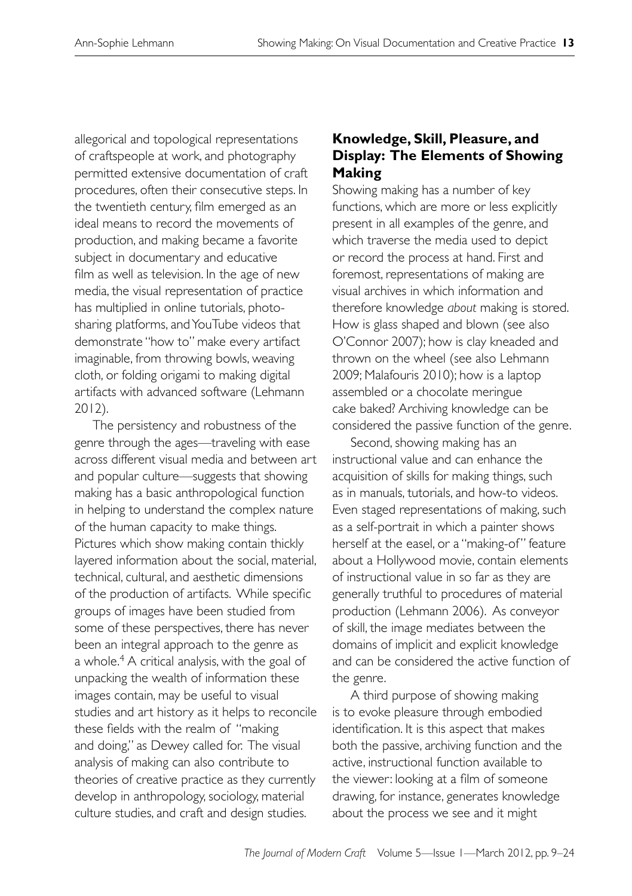allegorical and topological representations of craftspeople at work, and photography permitted extensive documentation of craft procedures, often their consecutive steps. In the twentieth century, film emerged as an ideal means to record the movements of production, and making became a favorite subject in documentary and educative film as well as television. In the age of new media, the visual representation of practice has multiplied in online tutorials, photo-sharing platforms, and YouTube videos that demonstrate "how to" make every artifact imaginable, from throwing bowls, weaving cloth, or folding origami to making digital artifacts with advanced software (Lehmann 2012).

The persistency and robustness of the genre through the ages—traveling with ease across different visual media and between art and popular culture—suggests that showing making has a basic anthropological function in helping to understand the complex nature of the human capacity to make things. Pictures which show making contain thickly layered information about the social, material, technical, cultural, and aesthetic dimensions of the production of artifacts. While specific groups of images have been studied from some of these perspectives, there has never been an integral approach to the genre as a whole.[4] A critical analysis, with the goal of unpacking the wealth of information these images contain, may be useful to visual studies and art history as it helps to reconcile these fields with the realm of "making and doing," as Dewey called for. The visual analysis of making can also contribute to theories of creative practice as they currently develop in anthropology, sociology, material culture studies, and craft and design studies.

## Knowledge, Skill, Pleasure, and Display: The Elements of Showing Making

Showing making has a number of key functions, which are more or less explicitly present in all examples of the genre, and which traverse the media used to depict or record the process at hand. First and foremost, representations of making are visual archives in which information and therefore knowledge *about* making is stored. How is glass shaped and blown (see also O'Connor 2007); how is clay kneaded and thrown on the wheel (see also Lehmann 2009; Malafouris 2010); how is a laptop assembled or a chocolate meringue cake baked? Archiving knowledge can be considered the passive function of the genre.

Second, showing making has an instructional value and can enhance the acquisition of skills for making things, such as in manuals, tutorials, and how-to videos. Even staged representations of making, such as a self-portrait in which a painter shows herself at the easel, or a "making-of" feature about a Hollywood movie, contain elements of instructional value in so far as they are generally truthful to procedures of material production (Lehmann 2006). As conveyor of skill, the image mediates between the domains of implicit and explicit knowledge and can be considered the active function of the genre.

A third purpose of showing making is to evoke pleasure through embodied identification. It is this aspect that makes both the passive, archiving function and the active, instructional function available to the viewer: looking at a film of someone drawing, for instance, generates knowledge about the process we see and it might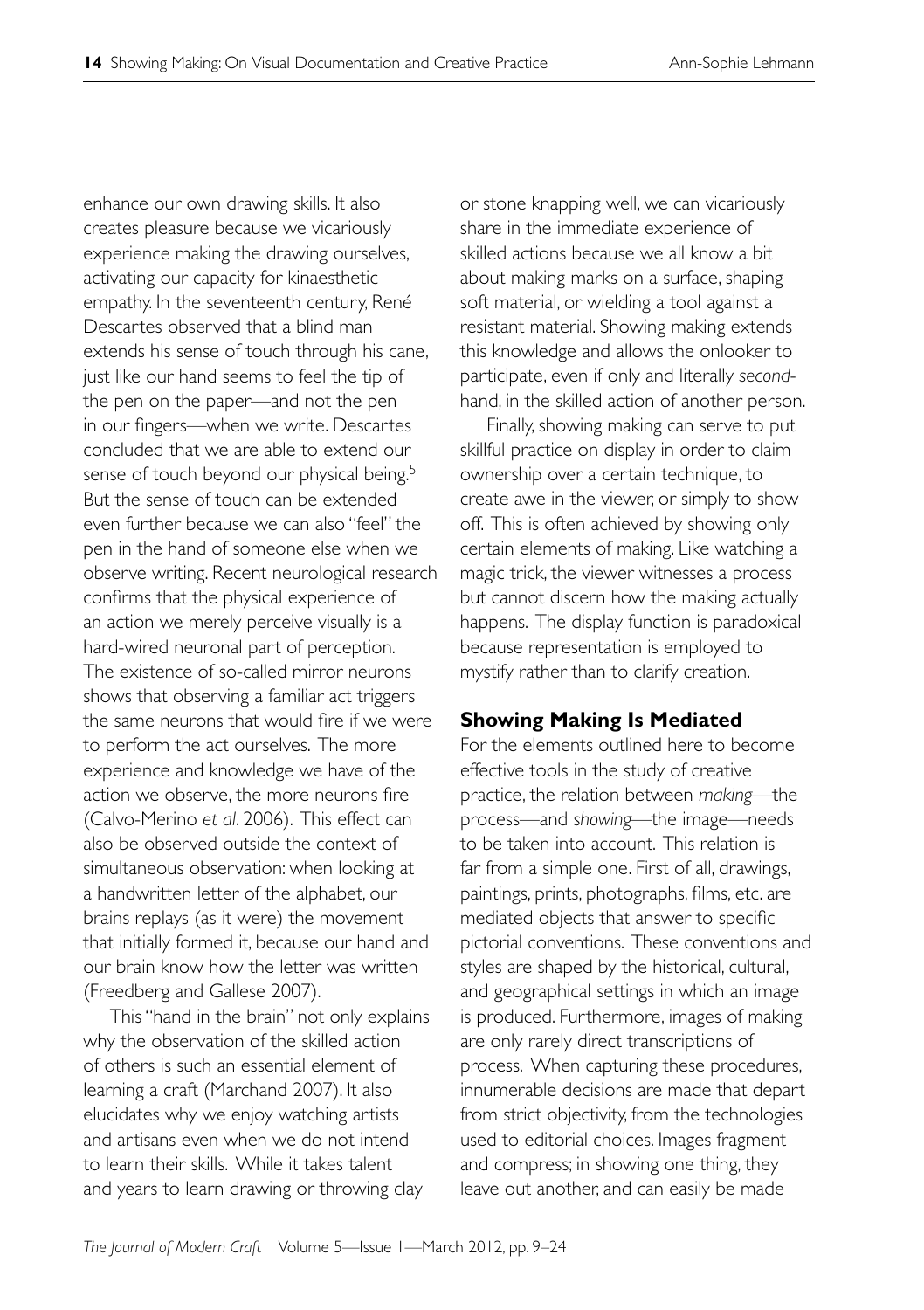enhance our own drawing skills. It also creates pleasure because we vicariously experience making the drawing ourselves, activating our capacity for kinaesthetic empathy. In the seventeenth century, René Descartes observed that a blind man extends his sense of touch through his cane, just like our hand seems to feel the tip of the pen on the paper—and not the pen in our fingers—when we write. Descartes concluded that we are able to extend our sense of touch beyond our physical being.[5] But the sense of touch can be extended even further because we can also "feel" the pen in the hand of someone else when we observe writing. Recent neurological research confirms that the physical experience of an action we merely perceive visually is a hard-wired neuronal part of perception. The existence of so-called mirror neurons shows that observing a familiar act triggers the same neurons that would fire if we were to perform the act ourselves. The more experience and knowledge we have of the action we observe, the more neurons fire (Calvo-Merino *et al*. 2006). This effect can also be observed outside the context of simultaneous observation: when looking at a handwritten letter of the alphabet, our brains replays (as it were) the movement that initially formed it, because our hand and our brain know how the letter was written (Freedberg and Gallese 2007).

This "hand in the brain" not only explains why the observation of the skilled action of others is such an essential element of learning a craft (Marchand 2007). It also elucidates why we enjoy watching artists and artisans even when we do not intend to learn their skills. While it takes talent and years to learn drawing or throwing clay or stone knapping well, we can vicariously share in the immediate experience of skilled actions because we all know a bit about making marks on a surface, shaping soft material, or wielding a tool against a resistant material. Showing making extends this knowledge and allows the onlooker to participate, even if only and literally *second*-hand, in the skilled action of another person.

Finally, showing making can serve to put skillful practice on display in order to claim ownership over a certain technique, to create awe in the viewer, or simply to show off. This is often achieved by showing only certain elements of making. Like watching a magic trick, the viewer witnesses a process but cannot discern how the making actually happens. The display function is paradoxical because representation is employed to mystify rather than to clarify creation.

## Showing Making Is Mediated

For the elements outlined here to become effective tools in the study of creative practice, the relation between *making*—the process—and *showing*—the image—needs to be taken into account. This relation is far from a simple one. First of all, drawings, paintings, prints, photographs, films, etc. are mediated objects that answer to specific pictorial conventions. These conventions and styles are shaped by the historical, cultural, and geographical settings in which an image is produced. Furthermore, images of making are only rarely direct transcriptions of process. When capturing these procedures, innumerable decisions are made that depart from strict objectivity, from the technologies used to editorial choices. Images fragment and compress; in showing one thing, they leave out another, and can easily be made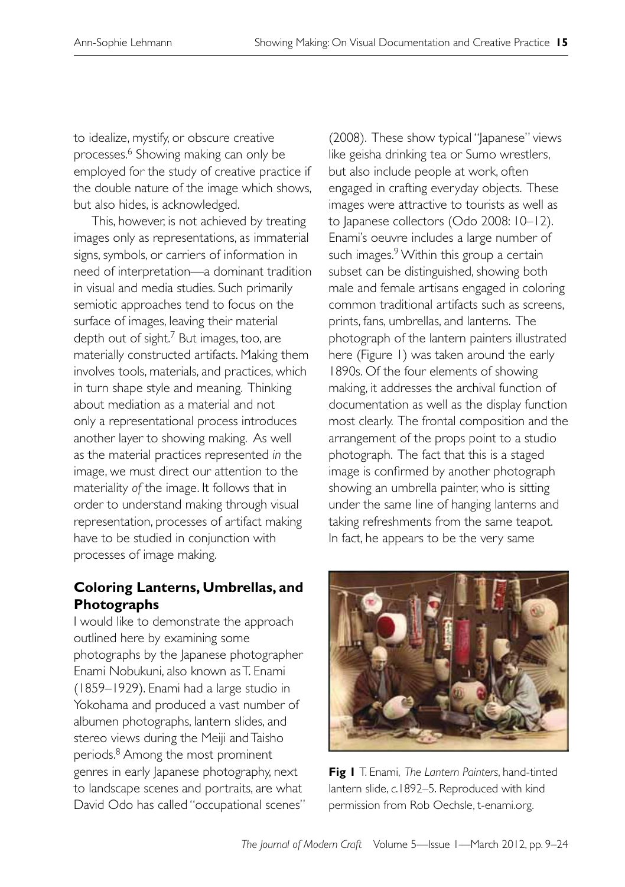to idealize, mystify, or obscure creative processes.[6] Showing making can only be employed for the study of creative practice if the double nature of the image which shows, but also hides, is acknowledged.

This, however, is not achieved by treating images only as representations, as immaterial signs, symbols, or carriers of information in need of interpretation—a dominant tradition in visual and media studies. Such primarily semiotic approaches tend to focus on the surface of images, leaving their material depth out of sight.[7] But images, too, are materially constructed artifacts. Making them involves tools, materials, and practices, which in turn shape style and meaning. Thinking about mediation as a material and not only a representational process introduces another layer to showing making. As well as the material practices represented *in* the image, we must direct our attention to the materiality *of* the image. It follows that in order to understand making through visual representation, processes of artifact making have to be studied in conjunction with processes of image making.

## Coloring Lanterns, Umbrellas, and Photographs

I would like to demonstrate the approach outlined here by examining some photographs by the Japanese photographer Enami Nobukuni, also known as T. Enami (1859–1929). Enami had a large studio in Yokohama and produced a vast number of albumen photographs, lantern slides, and stereo views during the Meiji and Taisho periods.[8] Among the most prominent genres in early Japanese photography, next to landscape scenes and portraits, are what David Odo has called "occupational scenes" (2008). These show typical "Japanese" views like geisha drinking tea or Sumo wrestlers, but also include people at work, often engaged in crafting everyday objects. These images were attractive to tourists as well as to Japanese collectors (Odo 2008: 10–12). Enami's oeuvre includes a large number of such images.[9] Within this group a certain subset can be distinguished, showing both male and female artisans engaged in coloring common traditional artifacts such as screens, prints, fans, umbrellas, and lanterns. The photograph of the lantern painters illustrated here (Figure 1) was taken around the early 1890s. Of the four elements of showing making, it addresses the archival function of documentation as well as the display function most clearly. The frontal composition and the arrangement of the props point to a studio photograph. The fact that this is a staged image is confirmed by another photograph showing an umbrella painter, who is sitting under the same line of hanging lanterns and taking refreshments from the same teapot. In fact, he appears to be the very same

**Fig 1** T. Enami, *The Lantern Painters*, hand-tinted lantern slide, c.1892–5. Reproduced with kind permission from Rob Oechsle, t-enami.org.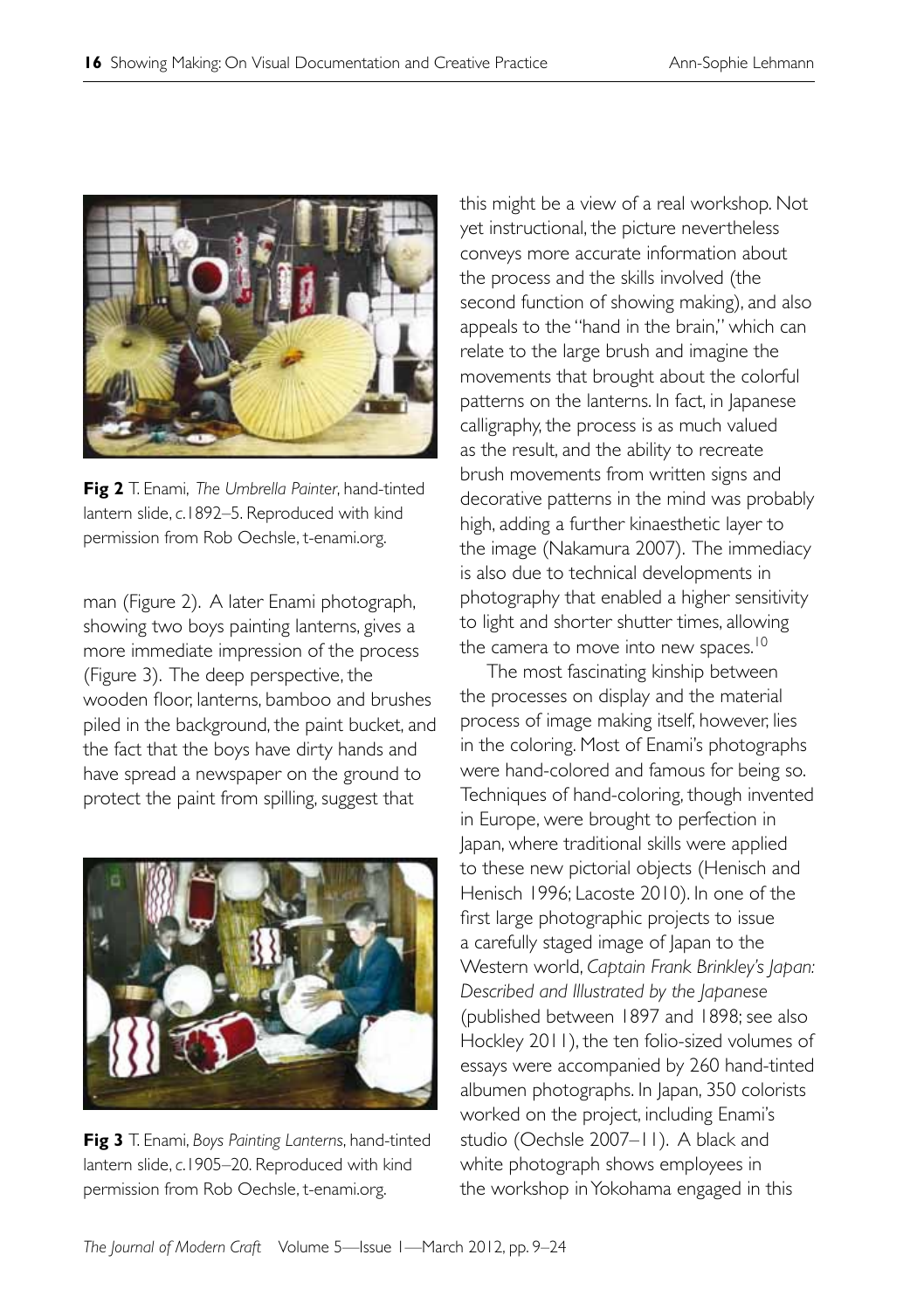**Fig 2** T. Enami, *The Umbrella Painter*, hand-tinted lantern slide, *c.*1892–5. Reproduced with kind permission from Rob Oechsle, t-enami.org.

man (Figure 2). A later Enami photograph, showing two boys painting lanterns, gives a more immediate impression of the process (Figure 3). The deep perspective, the wooden floor, lanterns, bamboo and brushes piled in the background, the paint bucket, and the fact that the boys have dirty hands and have spread a newspaper on the ground to protect the paint from spilling, suggest that

**Fig 3** T. Enami, *Boys Painting Lanterns*, hand-tinted lantern slide, *c.*1905–20. Reproduced with kind permission from Rob Oechsle, t-enami.org.

this might be a view of a real workshop. Not yet instructional, the picture nevertheless conveys more accurate information about the process and the skills involved (the second function of showing making), and also appeals to the "hand in the brain," which can relate to the large brush and imagine the movements that brought about the colorful patterns on the lanterns. In fact, in Japanese calligraphy, the process is as much valued as the result, and the ability to recreate brush movements from written signs and decorative patterns in the mind was probably high, adding a further kinaesthetic layer to the image (Nakamura 2007). The immediacy is also due to technical developments in photography that enabled a higher sensitivity to light and shorter shutter times, allowing the camera to move into new spaces.[10]

The most fascinating kinship between the processes on display and the material process of image making itself, however, lies in the coloring. Most of Enami's photographs were hand-colored and famous for being so. Techniques of hand-coloring, though invented in Europe, were brought to perfection in Japan, where traditional skills were applied to these new pictorial objects (Henisch and Henisch 1996; Lacoste 2010). In one of the first large photographic projects to issue a carefully staged image of Japan to the Western world, *Captain Frank Brinkley's Japan: Described and Illustrated by the Japanese* (published between 1897 and 1898; see also Hockley 2011), the ten folio-sized volumes of essays were accompanied by 260 hand-tinted albumen photographs. In Japan, 350 colorists worked on the project, including Enami's studio (Oechsle 2007–11). A black and white photograph shows employees in the workshop in Yokohama engaged in this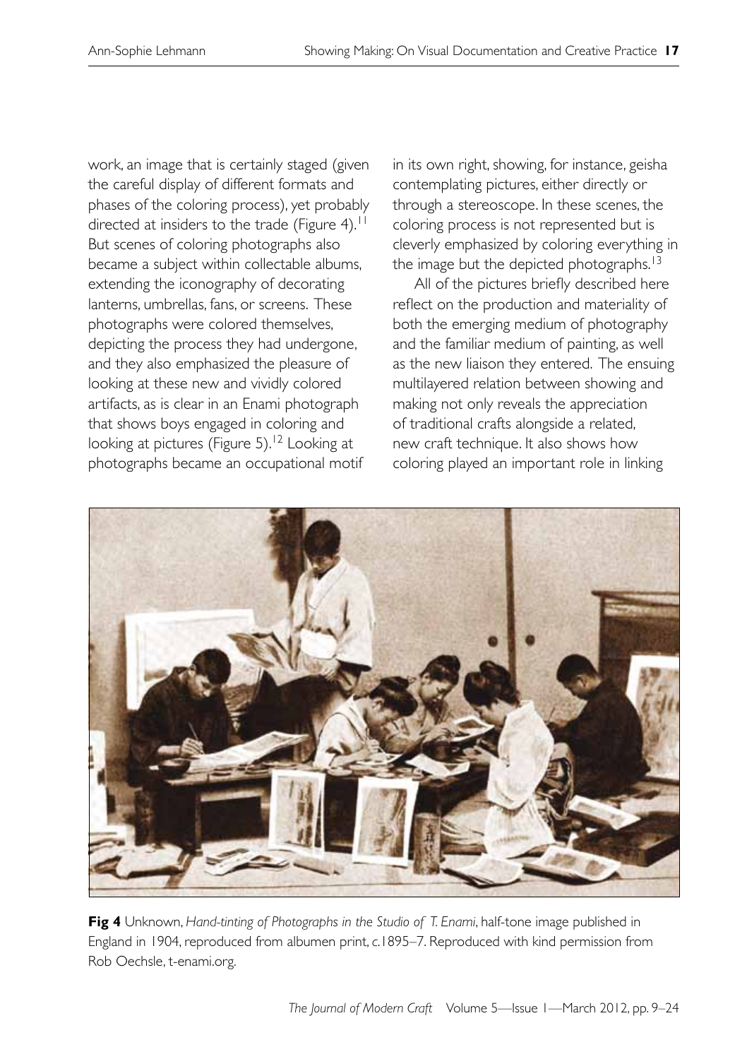work, an image that is certainly staged (given the careful display of different formats and phases of the coloring process), yet probably directed at insiders to the trade (Figure 4).[11] But scenes of coloring photographs also became a subject within collectable albums, extending the iconography of decorating lanterns, umbrellas, fans, or screens. These photographs were colored themselves, depicting the process they had undergone, and they also emphasized the pleasure of looking at these new and vividly colored artifacts, as is clear in an Enami photograph that shows boys engaged in coloring and looking at pictures (Figure 5).[12] Looking at photographs became an occupational motif in its own right, showing, for instance, geisha contemplating pictures, either directly or through a stereoscope. In these scenes, the coloring process is not represented but is cleverly emphasized by coloring everything in the image but the depicted photographs.[13]

All of the pictures briefly described here reflect on the production and materiality of both the emerging medium of photography and the familiar medium of painting, as well as the new liaison they entered. The ensuing multilayered relation between showing and making not only reveals the appreciation of traditional crafts alongside a related, new craft technique. It also shows how coloring played an important role in linking

**Fig 4** Unknown, *Hand-tinting of Photographs in the Studio of T. Enami*, half-tone image published in England in 1904, reproduced from albumen print, c.1895–7. Reproduced with kind permission from Rob Oechsle, t-enami.org.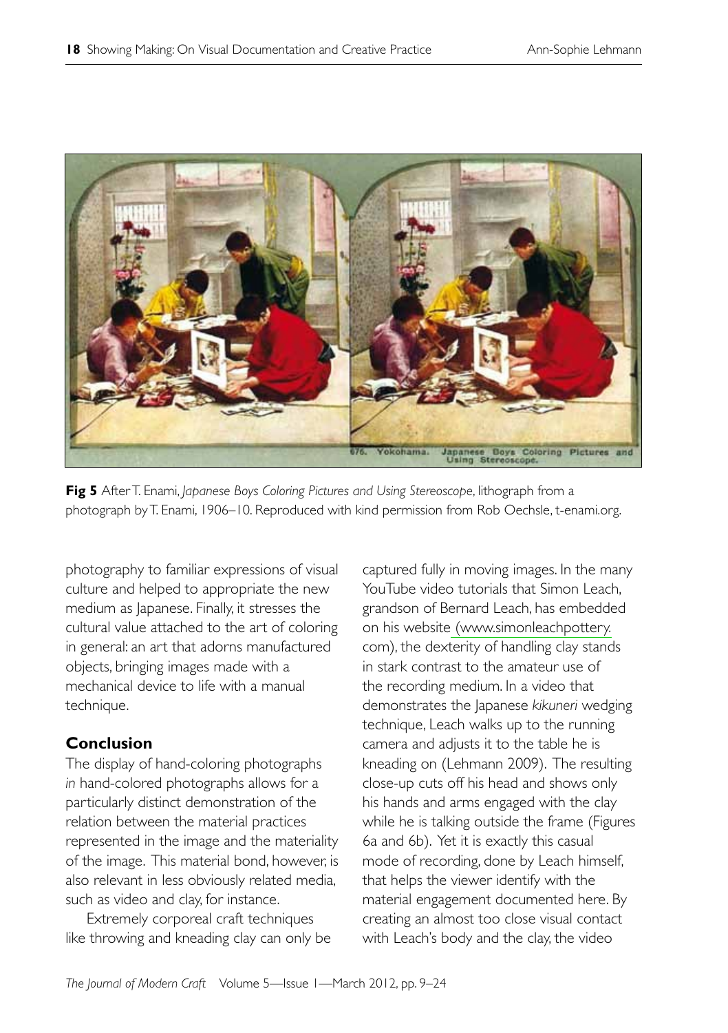**Fig 5** After T. Enami, *Japanese Boys Coloring Pictures and Using Stereoscope*, lithograph from a photograph by T. Enami, 1906–10. Reproduced with kind permission from Rob Oechsle, t-enami.org.

photography to familiar expressions of visual culture and helped to appropriate the new medium as Japanese. Finally, it stresses the cultural value attached to the art of coloring in general: an art that adorns manufactured objects, bringing images made with a mechanical device to life with a manual technique.

## Conclusion

The display of hand-coloring photographs *in* hand-colored photographs allows for a particularly distinct demonstration of the relation between the material practices represented in the image and the materiality of the image. This material bond, however, is also relevant in less obviously related media, such as video and clay, for instance.

Extremely corporeal craft techniques like throwing and kneading clay can only be captured fully in moving images. In the many YouTube video tutorials that Simon Leach, grandson of Bernard Leach, has embedded on his website (www.simonleachpottery.com), the dexterity of handling clay stands in stark contrast to the amateur use of the recording medium. In a video that demonstrates the Japanese *kikuneri* wedging technique, Leach walks up to the running camera and adjusts it to the table he is kneading on (Lehmann 2009). The resulting close-up cuts off his head and shows only his hands and arms engaged with the clay while he is talking outside the frame (Figures 6a and 6b). Yet it is exactly this casual mode of recording, done by Leach himself, that helps the viewer identify with the material engagement documented here. By creating an almost too close visual contact with Leach's body and the clay, the video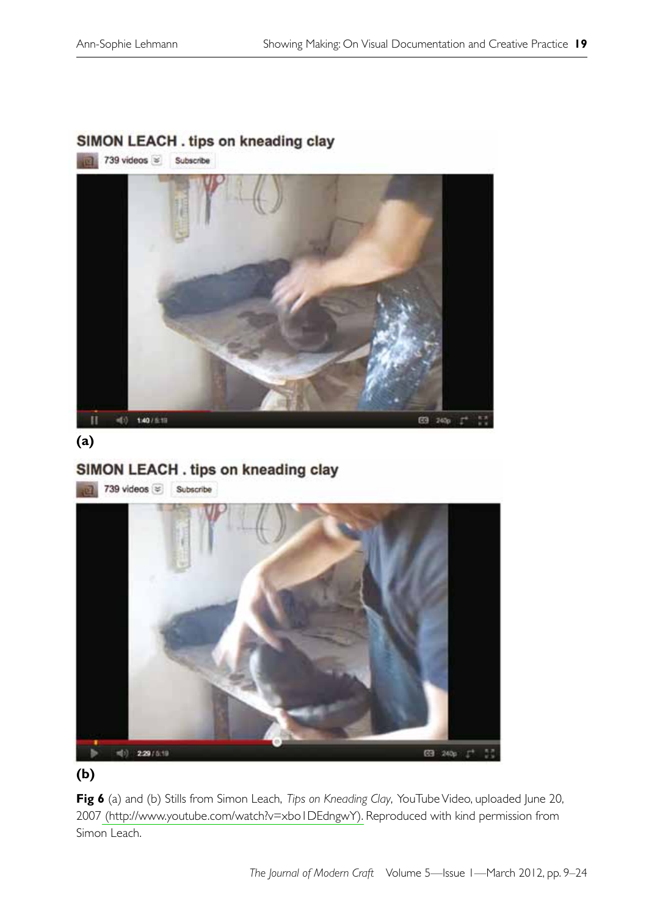**(a)**

**(b)**

**Fig 6** (a) and (b) Stills from Simon Leach, *Tips on Kneading Clay*, YouTube Video, uploaded June 20, 2007 (http://www.youtube.com/watch?v=xbo1DEdngwY). Reproduced with kind permission from Simon Leach.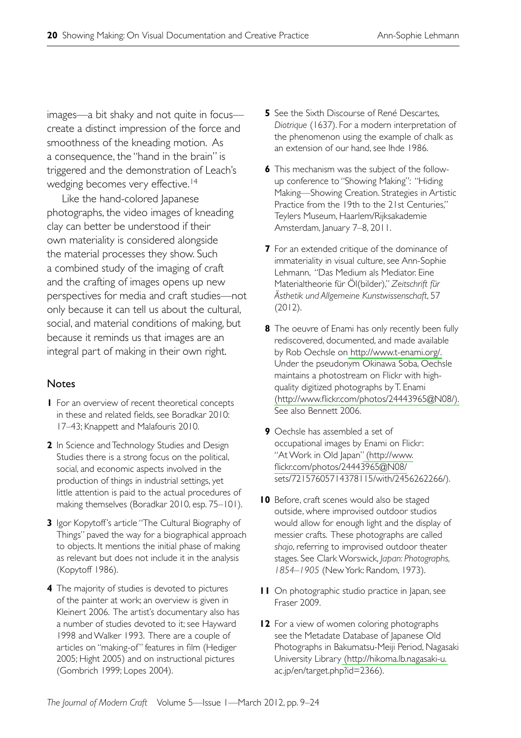images—a bit shaky and not quite in focus—create a distinct impression of the force and smoothness of the kneading motion. As a consequence, the "hand in the brain" is triggered and the demonstration of Leach's wedging becomes very effective.[14]

Like the hand-colored Japanese photographs, the video images of kneading clay can better be understood if their own materiality is considered alongside the material processes they show. Such a combined study of the imaging of craft and the crafting of images opens up new perspectives for media and craft studies—not only because it can tell us about the cultural, social, and material conditions of making, but because it reminds us that images are an integral part of making in their own right.

## Notes

**1** For an overview of recent theoretical concepts in these and related fields, see Boradkar 2010: 17–43; Knappett and Malafouris 2010.

**2** In Science and Technology Studies and Design Studies there is a strong focus on the political, social, and economic aspects involved in the production of things in industrial settings, yet little attention is paid to the actual procedures of making themselves (Boradkar 2010, esp. 75–101).

**3** Igor Kopytoff's article "The Cultural Biography of Things" paved the way for a biographical approach to objects. It mentions the initial phase of making as relevant but does not include it in the analysis (Kopytoff 1986).

**4** The majority of studies is devoted to pictures of the painter at work; an overview is given in Kleinert 2006. The artist's documentary also has a number of studies devoted to it; see Hayward 1998 and Walker 1993. There are a couple of articles on "making-of" features in film (Hediger 2005; Hight 2005) and on instructional pictures (Gombrich 1999; Lopes 2004).

**5** See the Sixth Discourse of René Descartes, *Diotrique* (1637). For a modern interpretation of the phenomenon using the example of chalk as an extension of our hand, see Ihde 1986.

**6** This mechanism was the subject of the follow-up conference to "Showing Making": "Hiding Making—Showing Creation. Strategies in Artistic Practice from the 19th to the 21st Centuries," Teylers Museum, Haarlem/Rijksakademie Amsterdam, January 7–8, 2011.

**7** For an extended critique of the dominance of immateriality in visual culture, see Ann-Sophie Lehmann, "Das Medium als Mediator: Eine Materialtheorie für Öl(bilder)," *Zeitschrift für Ästhetik und Allgemeine Kunstwissenschaft*, 57 (2012).

**8** The oeuvre of Enami has only recently been fully rediscovered, documented, and made available by Rob Oechsle on http://www.t-enami.org/. Under the pseudonym Okinawa Soba, Oechsle maintains a photostream on Flickr with high-quality digitized photographs by T. Enami (http://www.flickr.com/photos/24443965@N08/). See also Bennett 2006.

**9** Oechsle has assembled a set of occupational images by Enami on Flickr: "At Work in Old Japan" (http://www.flickr.com/photos/24443965@N08/sets/72157605714378115/with/2456262266/).

**10** Before, craft scenes would also be staged outside, where improvised outdoor studios would allow for enough light and the display of messier crafts. These photographs are called *shajo*, referring to improvised outdoor theater stages. See Clark Worswick, *Japan: Photographs, 1854–1905* (New York: Random, 1973).

**11** On photographic studio practice in Japan, see Fraser 2009.

**12** For a view of women coloring photographs see the Metadate Database of Japanese Old Photographs in Bakumatsu-Meiji Period, Nagasaki University Library (http://hikoma.lb.nagasaki-u.ac.jp/en/target.php?id=2366).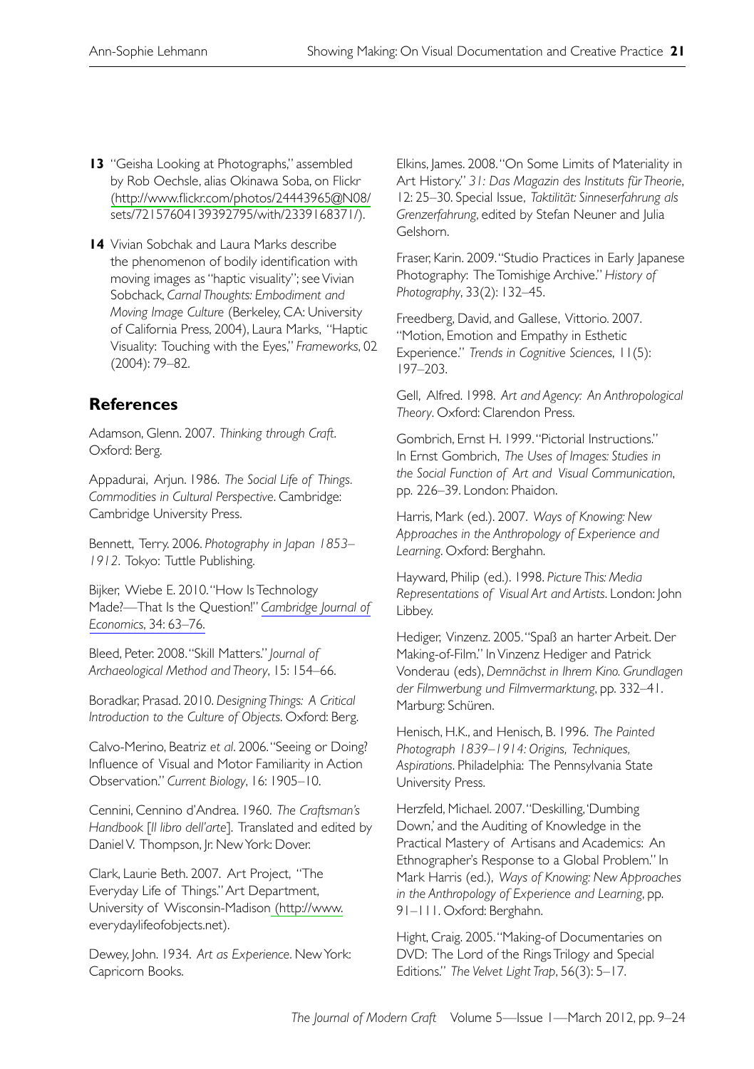**13** "Geisha Looking at Photographs," assembled by Rob Oechsle, alias Okinawa Soba, on Flickr (http://www.flickr.com/photos/24443965@N08/sets/72157604139392795/with/2339168371/).

**14** Vivian Sobchak and Laura Marks describe the phenomenon of bodily identification with moving images as "haptic visuality"; see Vivian Sobchack, *Carnal Thoughts: Embodiment and Moving Image Culture* (Berkeley, CA: University of California Press, 2004), Laura Marks, "Haptic Visuality: Touching with the Eyes," *Frameworks*, 02 (2004): 79–82.

## References

Adamson, Glenn. 2007. *Thinking through Craft*. Oxford: Berg.

Appadurai, Arjun. 1986. *The Social Life of Things. Commodities in Cultural Perspective*. Cambridge: Cambridge University Press.

Bennett, Terry. 2006. *Photography in Japan 1853–1912*. Tokyo: Tuttle Publishing.

Bijker, Wiebe E. 2010. "How Is Technology Made?—That Is the Question!" *Cambridge Journal of Economics*, 34: 63–76.

Bleed, Peter. 2008. "Skill Matters." *Journal of Archaeological Method and Theory*, 15: 154–66.

Boradkar, Prasad. 2010. *Designing Things: A Critical Introduction to the Culture of Objects*. Oxford: Berg.

Calvo-Merino, Beatriz *et al*. 2006. "Seeing or Doing? Influence of Visual and Motor Familiarity in Action Observation." *Current Biology*, 16: 1905–10.

Cennini, Cennino d'Andrea. 1960. *The Craftsman's Handbook* [*Il libro dell'arte*]. Translated and edited by Daniel V. Thompson, Jr. New York: Dover.

Clark, Laurie Beth. 2007. Art Project, "The Everyday Life of Things." Art Department, University of Wisconsin-Madison (http://www.everydaylifeofobjects.net).

Dewey, John. 1934. *Art as Experience*. New York: Capricorn Books.

Elkins, James. 2008. "On Some Limits of Materiality in Art History." *31: Das Magazin des Instituts für Theorie*, 12: 25–30. Special Issue, *Taktilität: Sinneserfahrung als Grenzerfahrung*, edited by Stefan Neuner and Julia Gelshorn.

Fraser, Karin. 2009. "Studio Practices in Early Japanese Photography: The Tomishige Archive." *History of Photography*, 33(2): 132–45.

Freedberg, David, and Gallese, Vittorio. 2007. "Motion, Emotion and Empathy in Esthetic Experience." *Trends in Cognitive Sciences*, 11(5): 197–203.

Gell, Alfred. 1998. *Art and Agency: An Anthropological Theory*. Oxford: Clarendon Press.

Gombrich, Ernst H. 1999. "Pictorial Instructions." In Ernst Gombrich, *The Uses of Images: Studies in the Social Function of Art and Visual Communication*, pp. 226–39. London: Phaidon.

Harris, Mark (ed.). 2007. *Ways of Knowing: New Approaches in the Anthropology of Experience and Learning*. Oxford: Berghahn.

Hayward, Philip (ed.). 1998. *Picture This: Media Representations of Visual Art and Artists*. London: John Libbey.

Hediger, Vinzenz. 2005. "Spaß an harter Arbeit. Der Making-of-Film." In Vinzenz Hediger and Patrick Vonderau (eds), *Demnächst in Ihrem Kino. Grundlagen der Filmwerbung und Filmvermarktung*, pp. 332–41. Marburg: Schüren.

Henisch, H.K., and Henisch, B. 1996. *The Painted Photograph 1839–1914: Origins, Techniques, Aspirations*. Philadelphia: The Pennsylvania State University Press.

Herzfeld, Michael. 2007. "Deskilling, 'Dumbing Down,' and the Auditing of Knowledge in the Practical Mastery of Artisans and Academics: An Ethnographer's Response to a Global Problem." In Mark Harris (ed.), *Ways of Knowing: New Approaches in the Anthropology of Experience and Learning*, pp. 91–111. Oxford: Berghahn.

Hight, Craig. 2005. "Making-of Documentaries on DVD: The Lord of the Rings Trilogy and Special Editions." *The Velvet Light Trap*, 56(3): 5–17.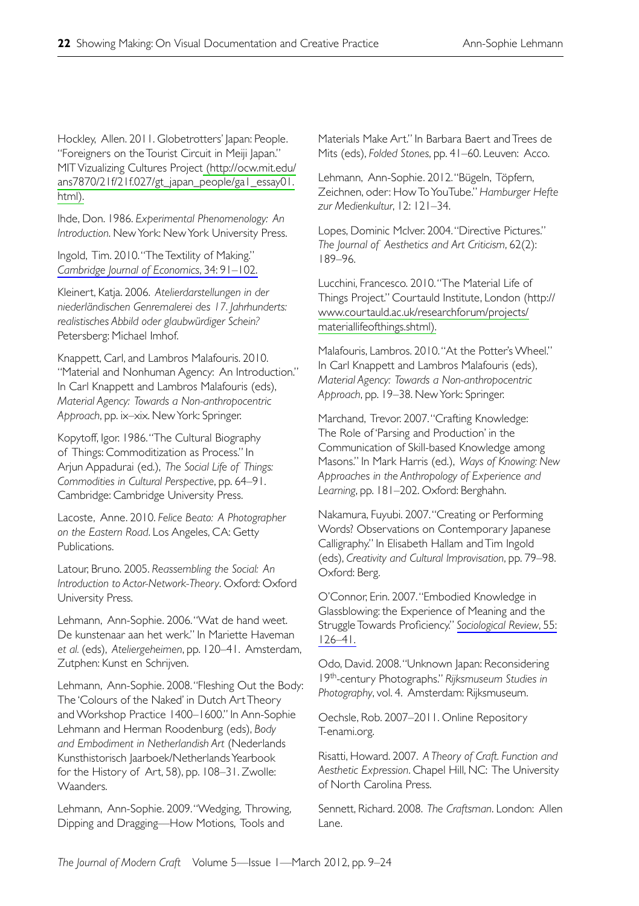Hockley, Allen. 2011. Globetrotters' Japan: People. "Foreigners on the Tourist Circuit in Meiji Japan." MIT Vizualizing Cultures Project (http://ocw.mit.edu/ans7870/21f/21f.027/gt_japan_people/ga1_essay01.html).

Ihde, Don. 1986. *Experimental Phenomenology: An Introduction*. New York: New York University Press.

Ingold, Tim. 2010. "The Textility of Making." *Cambridge Journal of Economics*, 34: 91–102.

Kleinert, Katja. 2006. *Atelierdarstellungen in der niederländischen Genremalerei des 17. Jahrhunderts: realistisches Abbild oder glaubwürdiger Schein?* Petersberg: Michael Imhof.

Knappett, Carl, and Lambros Malafouris. 2010. "Material and Nonhuman Agency: An Introduction." In Carl Knappett and Lambros Malafouris (eds), *Material Agency: Towards a Non-anthropocentric Approach*, pp. ix–xix. New York: Springer.

Kopytoff, Igor. 1986. "The Cultural Biography of Things: Commoditization as Process." In Arjun Appadurai (ed.), *The Social Life of Things: Commodities in Cultural Perspective*, pp. 64–91. Cambridge: Cambridge University Press.

Lacoste, Anne. 2010. *Felice Beato: A Photographer on the Eastern Road*. Los Angeles, CA: Getty Publications.

Latour, Bruno. 2005. *Reassembling the Social: An Introduction to Actor-Network-Theory*. Oxford: Oxford University Press.

Lehmann, Ann-Sophie. 2006. "Wat de hand weet. De kunstenaar aan het werk." In Mariette Haveman *et al.* (eds), *Ateliergeheimen*, pp. 120–41. Amsterdam, Zutphen: Kunst en Schrijven.

Lehmann, Ann-Sophie. 2008. "Fleshing Out the Body: The 'Colours of the Naked' in Dutch Art Theory and Workshop Practice 1400–1600." In Ann-Sophie Lehmann and Herman Roodenburg (eds), *Body and Embodiment in Netherlandish Art* (Nederlands Kunsthistorisch Jaarboek/Netherlands Yearbook for the History of Art, 58), pp. 108–31. Zwolle: Waanders.

Lehmann, Ann-Sophie. 2009. "Wedging, Throwing, Dipping and Dragging—How Motions, Tools and Materials Make Art." In Barbara Baert and Trees de Mits (eds), *Folded Stones*, pp. 41–60. Leuven: Acco.

Lehmann, Ann-Sophie. 2012. "Bügeln, Töpfern, Zeichnen, oder: How To YouTube." *Hamburger Hefte zur Medienkultur*, 12: 121–34.

Lopes, Dominic McIver. 2004. "Directive Pictures." *The Journal of Aesthetics and Art Criticism*, 62(2): 189–96.

Lucchini, Francesco. 2010. "The Material Life of Things Project." Courtauld Institute, London (http://www.courtauld.ac.uk/researchforum/projects/materiallifeofthings.shtml).

Malafouris, Lambros. 2010. "At the Potter's Wheel." In Carl Knappett and Lambros Malafouris (eds), *Material Agency: Towards a Non-anthropocentric Approach*, pp. 19–38. New York: Springer.

Marchand, Trevor. 2007. "Crafting Knowledge: The Role of 'Parsing and Production' in the Communication of Skill-based Knowledge among Masons." In Mark Harris (ed.), *Ways of Knowing: New Approaches in the Anthropology of Experience and Learning*, pp. 181–202. Oxford: Berghahn.

Nakamura, Fuyubi. 2007. "Creating or Performing Words? Observations on Contemporary Japanese Calligraphy." In Elisabeth Hallam and Tim Ingold (eds), *Creativity and Cultural Improvisation*, pp. 79–98. Oxford: Berg.

O'Connor, Erin. 2007. "Embodied Knowledge in Glassblowing: the Experience of Meaning and the Struggle Towards Proficiency." *Sociological Review*, 55: 126–41.

Odo, David. 2008. "Unknown Japan: Reconsidering 19th-century Photographs." *Rijksmuseum Studies in Photography*, vol. 4. Amsterdam: Rijksmuseum.

Oechsle, Rob. 2007–2011. Online Repository T-enami.org.

Risatti, Howard. 2007. *A Theory of Craft. Function and Aesthetic Expression*. Chapel Hill, NC: The University of North Carolina Press.

Sennett, Richard. 2008. *The Craftsman*. London: Allen Lane.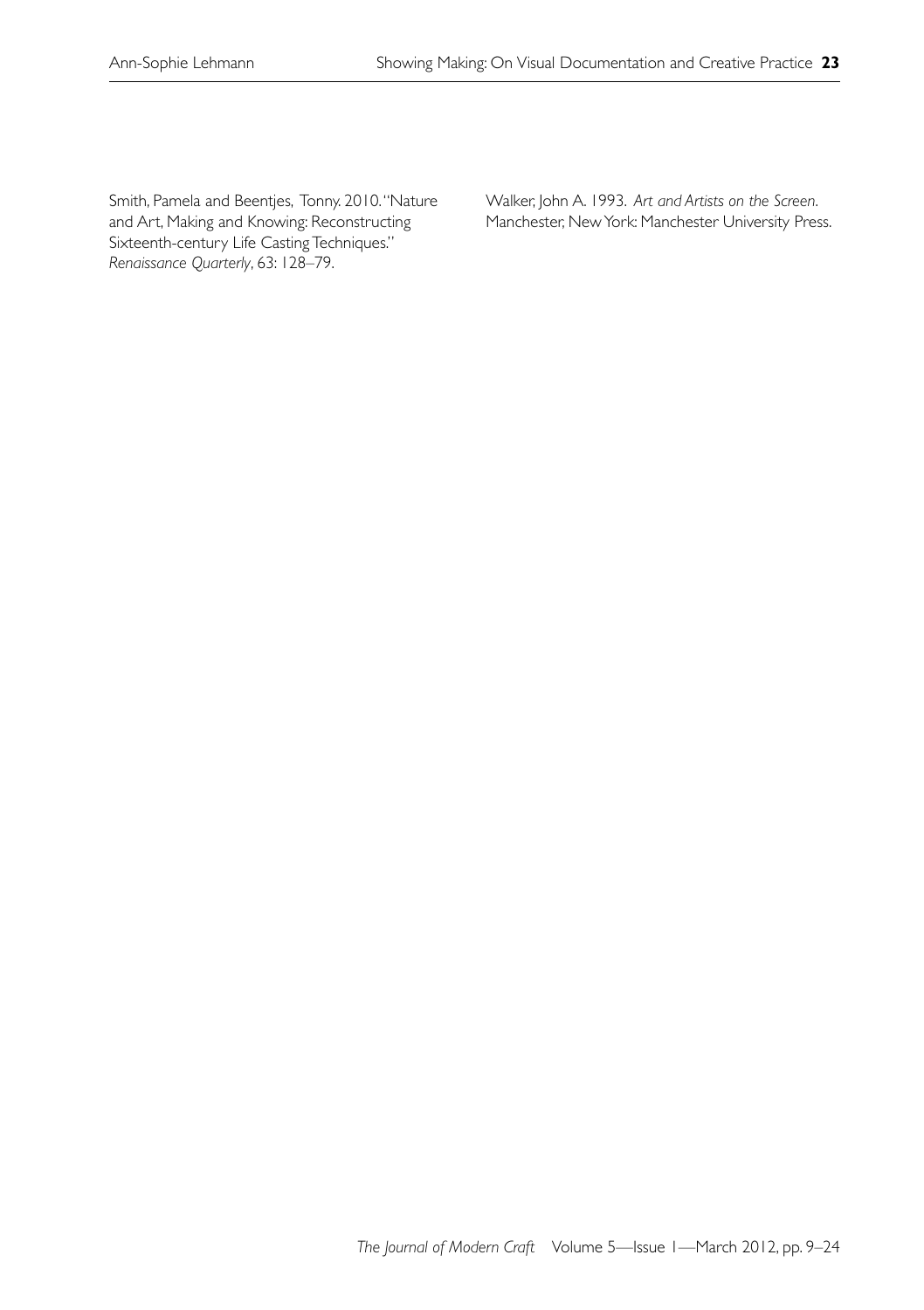Smith, Pamela and Beentjes, Tonny. 2010. "Nature and Art, Making and Knowing: Reconstructing Sixteenth-century Life Casting Techniques." *Renaissance Quarterly*, 63: 128–79.

Walker, John A. 1993. *Art and Artists on the Screen*. Manchester, New York: Manchester University Press.